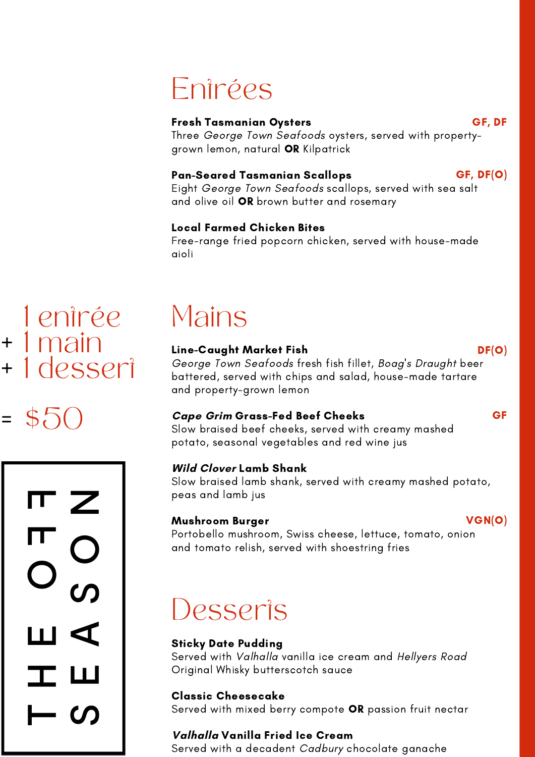# Entrées

**Fresh Tasmanian Oysters** **GF, DF**
Three *George Town Seafoods* oysters, served with property-grown lemon, natural **OR** Kilpatrick

**Pan-Seared Tasmanian Scallops** **GF, DF(O)**
Eight *George Town Seafoods* scallops, served with sea salt and olive oil **OR** brown butter and rosemary

**Local Farmed Chicken Bites**
Free-range fried popcorn chicken, served with house-made aioli

1 entrée
+ 1 main
+ 1 dessert

= $50

THE OFF SEASON

# Mains

**Line-Caught Market Fish** **DF(O)**
*George Town Seafoods* fresh fish fillet, *Boag's Draught* beer battered, served with chips and salad, house-made tartare and property-grown lemon

***Cape Grim* Grass-Fed Beef Cheeks** **GF**
Slow braised beef cheeks, served with creamy mashed potato, seasonal vegetables and red wine jus

***Wild Clover* Lamb Shank**
Slow braised lamb shank, served with creamy mashed potato, peas and lamb jus

**Mushroom Burger** **VGN(O)**
Portobello mushroom, Swiss cheese, lettuce, tomato, onion and tomato relish, served with shoestring fries

# Desserts

**Sticky Date Pudding**
Served with *Valhalla* vanilla ice cream and *Hellyers Road* Original Whisky butterscotch sauce

**Classic Cheesecake**
Served with mixed berry compote **OR** passion fruit nectar

***Valhalla* Vanilla Fried Ice Cream**
Served with a decadent *Cadbury* chocolate ganache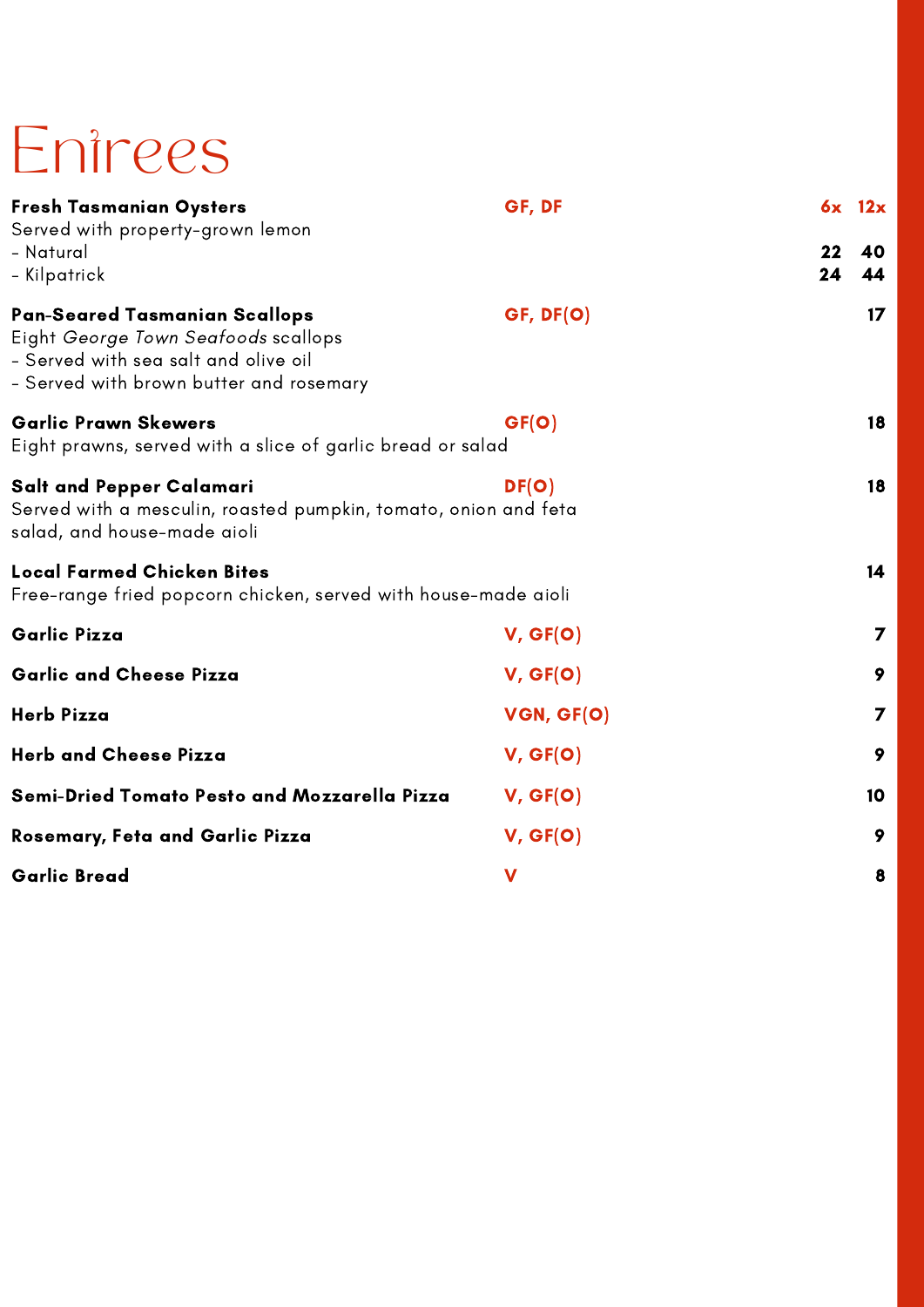# Entrees

**Fresh Tasmanian Oysters** GF, DF

Served with property-grown lemon

| | 6x | 12x |
|---|---|---|
| - Natural | 22 | 40 |
| - Kilpatrick | 24 | 44 |

**Pan-Seared Tasmanian Scallops** GF, DF(O) — 17

Eight *George Town Seafoods* scallops

- Served with sea salt and olive oil
- Served with brown butter and rosemary

**Garlic Prawn Skewers** GF(O) — 18

Eight prawns, served with a slice of garlic bread or salad

**Salt and Pepper Calamari** DF(O) — 18

Served with a mesculin, roasted pumpkin, tomato, onion and feta salad, and house-made aioli

**Local Farmed Chicken Bites** — 14

Free-range fried popcorn chicken, served with house-made aioli

**Garlic Pizza** V, GF(O) — 7

**Garlic and Cheese Pizza** V, GF(O) — 9

**Herb Pizza** VGN, GF(O) — 7

**Herb and Cheese Pizza** V, GF(O) — 9

**Semi-Dried Tomato Pesto and Mozzarella Pizza** V, GF(O) — 10

**Rosemary, Feta and Garlic Pizza** V, GF(O) — 9

**Garlic Bread** V — 8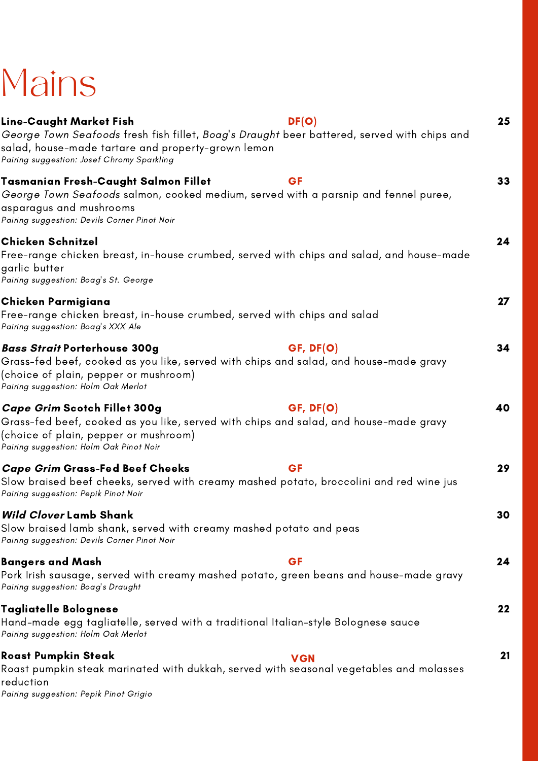# Mains

**Line-Caught Market Fish** — DF(O) — 25
*George Town Seafoods* fresh fish fillet, *Boag's Draught* beer battered, served with chips and salad, house-made tartare and property-grown lemon
*Pairing suggestion: Josef Chromy Sparkling*

**Tasmanian Fresh-Caught Salmon Fillet** — GF — 33
*George Town Seafoods* salmon, cooked medium, served with a parsnip and fennel puree, asparagus and mushrooms
*Pairing suggestion: Devils Corner Pinot Noir*

**Chicken Schnitzel** — 24
Free-range chicken breast, in-house crumbed, served with chips and salad, and house-made garlic butter
*Pairing suggestion: Boag's St. George*

**Chicken Parmigiana** — 27
Free-range chicken breast, in-house crumbed, served with chips and salad
*Pairing suggestion: Boag's XXX Ale*

***Bass Strait* Porterhouse 300g** — GF, DF(O) — 34
Grass-fed beef, cooked as you like, served with chips and salad, and house-made gravy (choice of plain, pepper or mushroom)
*Pairing suggestion: Holm Oak Merlot*

***Cape Grim* Scotch Fillet 300g** — GF, DF(O) — 40
Grass-fed beef, cooked as you like, served with chips and salad, and house-made gravy (choice of plain, pepper or mushroom)
*Pairing suggestion: Holm Oak Pinot Noir*

***Cape Grim* Grass-Fed Beef Cheeks** — GF — 29
Slow braised beef cheeks, served with creamy mashed potato, broccolini and red wine jus
*Pairing suggestion: Pepik Pinot Noir*

***Wild Clover* Lamb Shank** — 30
Slow braised lamb shank, served with creamy mashed potato and peas
*Pairing suggestion: Devils Corner Pinot Noir*

**Bangers and Mash** — GF — 24
Pork Irish sausage, served with creamy mashed potato, green beans and house-made gravy
*Pairing suggestion: Boag's Draught*

**Tagliatelle Bolognese** — 22
Hand-made egg tagliatelle, served with a traditional Italian-style Bolognese sauce
*Pairing suggestion: Holm Oak Merlot*

**Roast Pumpkin Steak** — VGN — 21
Roast pumpkin steak marinated with dukkah, served with seasonal vegetables and molasses reduction
*Pairing suggestion: Pepik Pinot Grigio*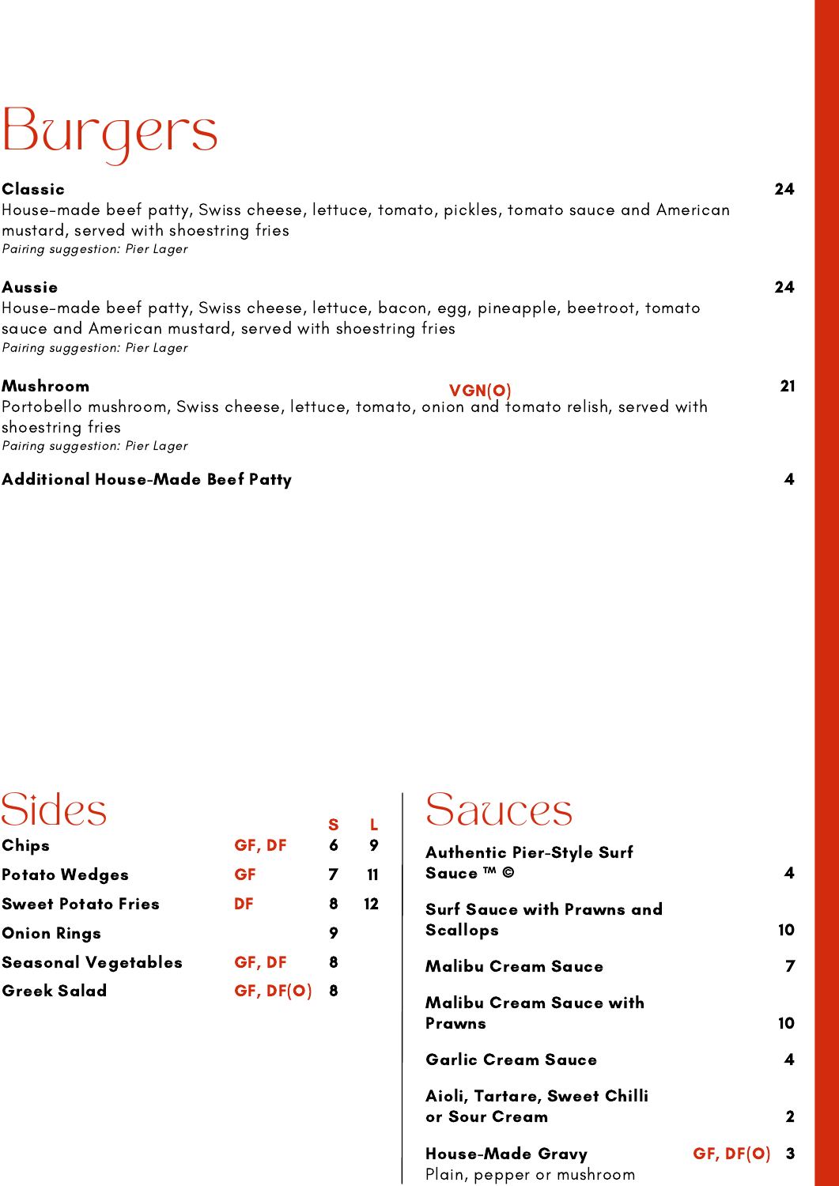# Burgers

**Classic** — 24

House-made beef patty, Swiss cheese, lettuce, tomato, pickles, tomato sauce and American mustard, served with shoestring fries

*Pairing suggestion: Pier Lager*

**Aussie** — 24

House-made beef patty, Swiss cheese, lettuce, bacon, egg, pineapple, beetroot, tomato sauce and American mustard, served with shoestring fries

*Pairing suggestion: Pier Lager*

**Mushroom** VGN(O) — 21

Portobello mushroom, Swiss cheese, lettuce, tomato, onion and tomato relish, served with shoestring fries

*Pairing suggestion: Pier Lager*

**Additional House-Made Beef Patty** — 4

# Sides

| | | S | L |
|---|---|---|---|
| **Chips** | GF, DF | 6 | 9 |
| **Potato Wedges** | GF | 7 | 11 |
| **Sweet Potato Fries** | DF | 8 | 12 |
| **Onion Rings** | | 9 | |
| **Seasonal Vegetables** | GF, DF | 8 | |
| **Greek Salad** | GF, DF(O) | 8 | |

# Sauces

**Authentic Pier-Style Surf Sauce ™ ©** — 4

**Surf Sauce with Prawns and Scallops** — 10

**Malibu Cream Sauce** — 7

**Malibu Cream Sauce with Prawns** — 10

**Garlic Cream Sauce** — 4

**Aioli, Tartare, Sweet Chilli or Sour Cream** — 2

**House-Made Gravy** GF, DF(O) — 3

Plain, pepper or mushroom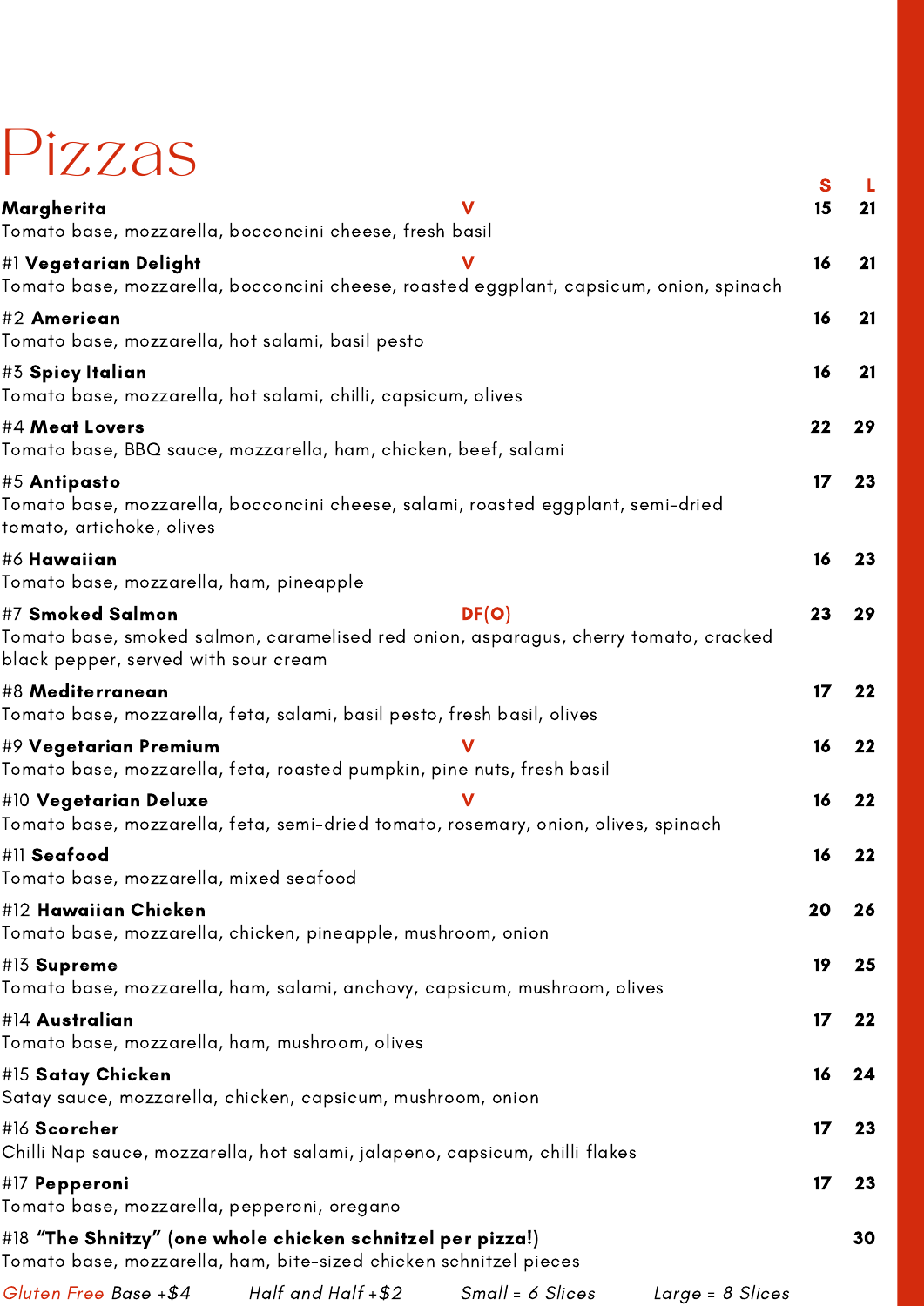# Pizzas

| Pizza | | S | L |
|---|---|---|---|
| **Margherita**<br>Tomato base, mozzarella, bocconcini cheese, fresh basil | V | 15 | 21 |
| #1 **Vegetarian Delight**<br>Tomato base, mozzarella, bocconcini cheese, roasted eggplant, capsicum, onion, spinach | V | 16 | 21 |
| #2 **American**<br>Tomato base, mozzarella, hot salami, basil pesto | | 16 | 21 |
| #3 **Spicy Italian**<br>Tomato base, mozzarella, hot salami, chilli, capsicum, olives | | 16 | 21 |
| #4 **Meat Lovers**<br>Tomato base, BBQ sauce, mozzarella, ham, chicken, beef, salami | | 22 | 29 |
| #5 **Antipasto**<br>Tomato base, mozzarella, bocconcini cheese, salami, roasted eggplant, semi-dried tomato, artichoke, olives | | 17 | 23 |
| #6 **Hawaiian**<br>Tomato base, mozzarella, ham, pineapple | | 16 | 23 |
| #7 **Smoked Salmon**<br>Tomato base, smoked salmon, caramelised red onion, asparagus, cherry tomato, cracked black pepper, served with sour cream | DF(O) | 23 | 29 |
| #8 **Mediterranean**<br>Tomato base, mozzarella, feta, salami, basil pesto, fresh basil, olives | | 17 | 22 |
| #9 **Vegetarian Premium**<br>Tomato base, mozzarella, feta, roasted pumpkin, pine nuts, fresh basil | V | 16 | 22 |
| #10 **Vegetarian Deluxe**<br>Tomato base, mozzarella, feta, semi-dried tomato, rosemary, onion, olives, spinach | V | 16 | 22 |
| #11 **Seafood**<br>Tomato base, mozzarella, mixed seafood | | 16 | 22 |
| #12 **Hawaiian Chicken**<br>Tomato base, mozzarella, chicken, pineapple, mushroom, onion | | 20 | 26 |
| #13 **Supreme**<br>Tomato base, mozzarella, ham, salami, anchovy, capsicum, mushroom, olives | | 19 | 25 |
| #14 **Australian**<br>Tomato base, mozzarella, ham, mushroom, olives | | 17 | 22 |
| #15 **Satay Chicken**<br>Satay sauce, mozzarella, chicken, capsicum, mushroom, onion | | 16 | 24 |
| #16 **Scorcher**<br>Chilli Nap sauce, mozzarella, hot salami, jalapeno, capsicum, chilli flakes | | 17 | 23 |
| #17 **Pepperoni**<br>Tomato base, mozzarella, pepperoni, oregano | | 17 | 23 |
| #18 **"The Shnitzy" (one whole chicken schnitzel per pizza!)**<br>Tomato base, mozzarella, ham, bite-sized chicken schnitzel pieces | | | 30 |

*Gluten Free Base +$4* *Half and Half +$2* *Small = 6 Slices* *Large = 8 Slices*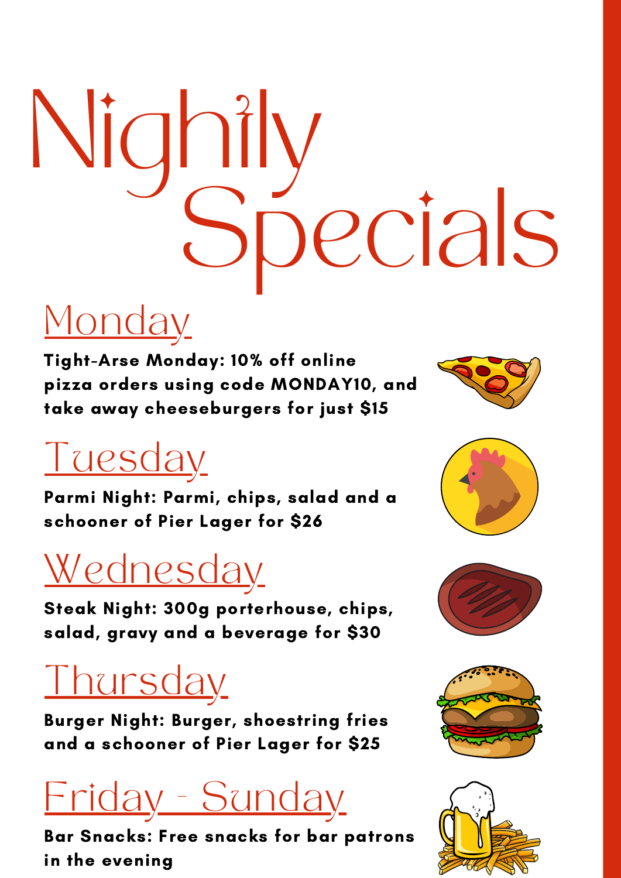# Nightly Specials

## Monday

**Tight-Arse Monday: 10% off online pizza orders using code MONDAY10, and take away cheeseburgers for just $15**

## Tuesday

**Parmi Night: Parmi, chips, salad and a schooner of Pier Lager for $26**

## Wednesday

**Steak Night: 300g porterhouse, chips, salad, gravy and a beverage for $30**

## Thursday

**Burger Night: Burger, shoestring fries and a schooner of Pier Lager for $25**

## Friday - Sunday

**Bar Snacks: Free snacks for bar patrons in the evening**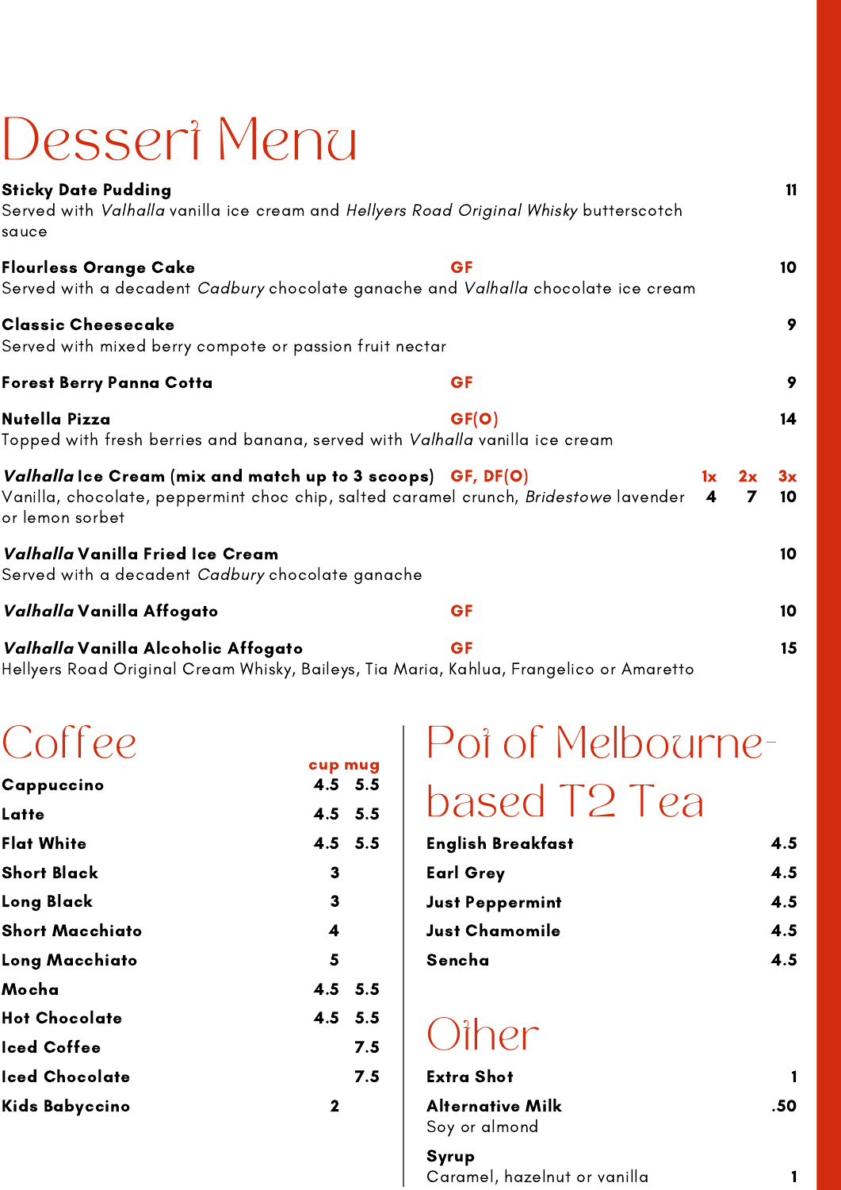# Dessert Menu

**Sticky Date Pudding** 11
Served with *Valhalla* vanilla ice cream and *Hellyers Road Original Whisky* butterscotch sauce

**Flourless Orange Cake** GF 10
Served with a decadent *Cadbury* chocolate ganache and *Valhalla* chocolate ice cream

**Classic Cheesecake** 9
Served with mixed berry compote or passion fruit nectar

**Forest Berry Panna Cotta** GF 9

**Nutella Pizza** GF(O) 14
Topped with fresh berries and banana, served with *Valhalla* vanilla ice cream

***Valhalla* Ice Cream (mix and match up to 3 scoops)** GF, DF(O) — 1x 4 | 2x 7 | 3x 10
Vanilla, chocolate, peppermint choc chip, salted caramel crunch, *Bridestowe* lavender or lemon sorbet

***Valhalla* Vanilla Fried Ice Cream** 10
Served with a decadent *Cadbury* chocolate ganache

***Valhalla* Vanilla Affogato** GF 10

***Valhalla* Vanilla Alcoholic Affogato** GF 15
Hellyers Road Original Cream Whisky, Baileys, Tia Maria, Kahlua, Frangelico or Amaretto

## Coffee

| | cup | mug |
|---|---|---|
| **Cappuccino** | 4.5 | 5.5 |
| **Latte** | 4.5 | 5.5 |
| **Flat White** | 4.5 | 5.5 |
| **Short Black** | 3 | |
| **Long Black** | 3 | |
| **Short Macchiato** | 4 | |
| **Long Macchiato** | 5 | |
| **Mocha** | 4.5 | 5.5 |
| **Hot Chocolate** | 4.5 | 5.5 |
| **Iced Coffee** | | 7.5 |
| **Iced Chocolate** | | 7.5 |
| **Kids Babyccino** | 2 | |

## Pot of Melbourne-based T2 Tea

| | |
|---|---|
| **English Breakfast** | 4.5 |
| **Earl Grey** | 4.5 |
| **Just Peppermint** | 4.5 |
| **Just Chamomile** | 4.5 |
| **Sencha** | 4.5 |

## Other

**Extra Shot** 1

**Alternative Milk** .50
Soy or almond

**Syrup** 1
Caramel, hazelnut or vanilla